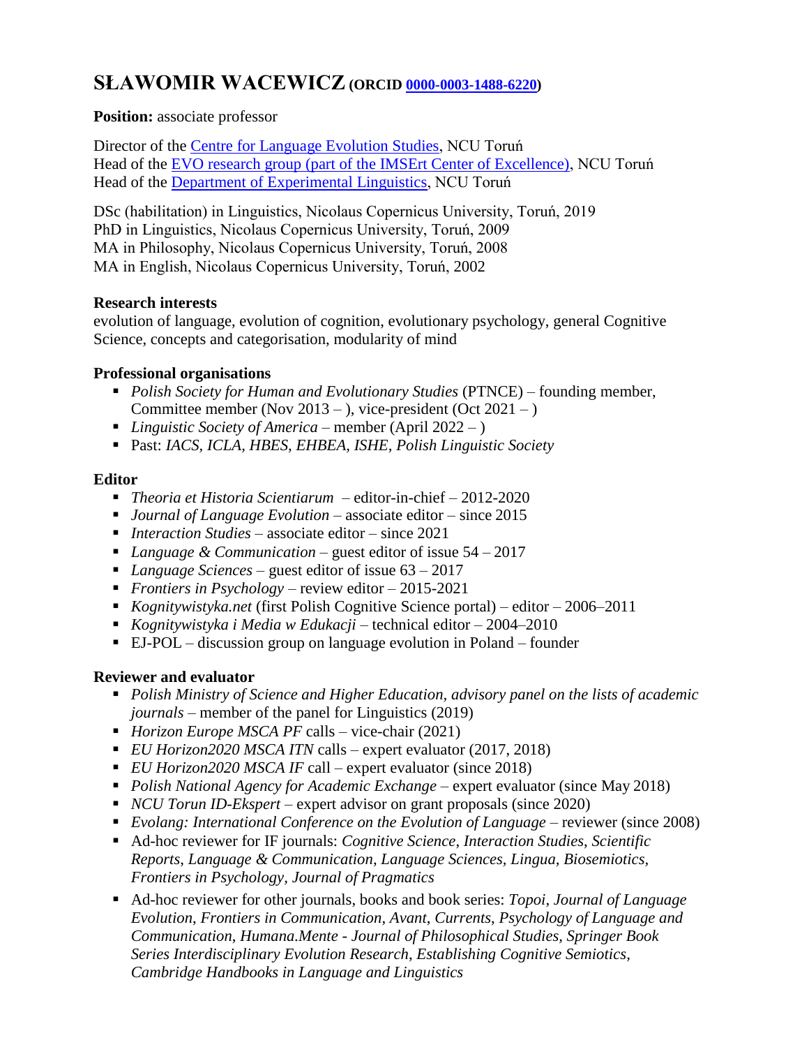# SŁAWOMIR WACEWICZ (ORCID [0000-0003-1488-6220](https://orcid.org/0000-0003-1488-6220))

**Position:** associate professor

Director of the Centre for Language Evolution Studies, NCU Toruń
Head of the EVO research group (part of the IMSErt Center of Excellence), NCU Toruń
Head of the Department of Experimental Linguistics, NCU Toruń

DSc (habilitation) in Linguistics, Nicolaus Copernicus University, Toruń, 2019
PhD in Linguistics, Nicolaus Copernicus University, Toruń, 2009
MA in Philosophy, Nicolaus Copernicus University, Toruń, 2008
MA in English, Nicolaus Copernicus University, Toruń, 2002

**Research interests**
evolution of language, evolution of cognition, evolutionary psychology, general Cognitive Science, concepts and categorisation, modularity of mind

**Professional organisations**

- *Polish Society for Human and Evolutionary Studies* (PTNCE) – founding member, Committee member (Nov 2013 – ), vice-president (Oct 2021 – )
- *Linguistic Society of America* – member (April 2022 – )
- Past: *IACS, ICLA, HBES, EHBEA, ISHE, Polish Linguistic Society*

**Editor**

- *Theoria et Historia Scientiarum* – editor-in-chief – 2012-2020
- *Journal of Language Evolution* – associate editor – since 2015
- *Interaction Studies* – associate editor – since 2021
- *Language & Communication* – guest editor of issue 54 – 2017
- *Language Sciences* – guest editor of issue 63 – 2017
- *Frontiers in Psychology* – review editor – 2015-2021
- *Kognitywistyka.net* (first Polish Cognitive Science portal) – editor – 2006–2011
- *Kognitywistyka i Media w Edukacji* – technical editor – 2004–2010
- EJ-POL – discussion group on language evolution in Poland – founder

**Reviewer and evaluator**

- *Polish Ministry of Science and Higher Education, advisory panel on the lists of academic journals* – member of the panel for Linguistics (2019)
- *Horizon Europe MSCA PF* calls – vice-chair (2021)
- *EU Horizon2020 MSCA ITN* calls – expert evaluator (2017, 2018)
- *EU Horizon2020 MSCA IF* call – expert evaluator (since 2018)
- *Polish National Agency for Academic Exchange* – expert evaluator (since May 2018)
- *NCU Torun ID-Ekspert* – expert advisor on grant proposals (since 2020)
- *Evolang: International Conference on the Evolution of Language* – reviewer (since 2008)
- Ad-hoc reviewer for IF journals: *Cognitive Science*, *Interaction Studies*, *Scientific Reports*, *Language & Communication*, *Language Sciences*, *Lingua, Biosemiotics, Frontiers in Psychology, Journal of Pragmatics*
- Ad-hoc reviewer for other journals, books and book series: *Topoi*, *Journal of Language Evolution*, *Frontiers in Communication*, *Avant*, *Currents*, *Psychology of Language and Communication, Humana.Mente - Journal of Philosophical Studies, Springer Book Series Interdisciplinary Evolution Research*, *Establishing Cognitive Semiotics, Cambridge Handbooks in Language and Linguistics*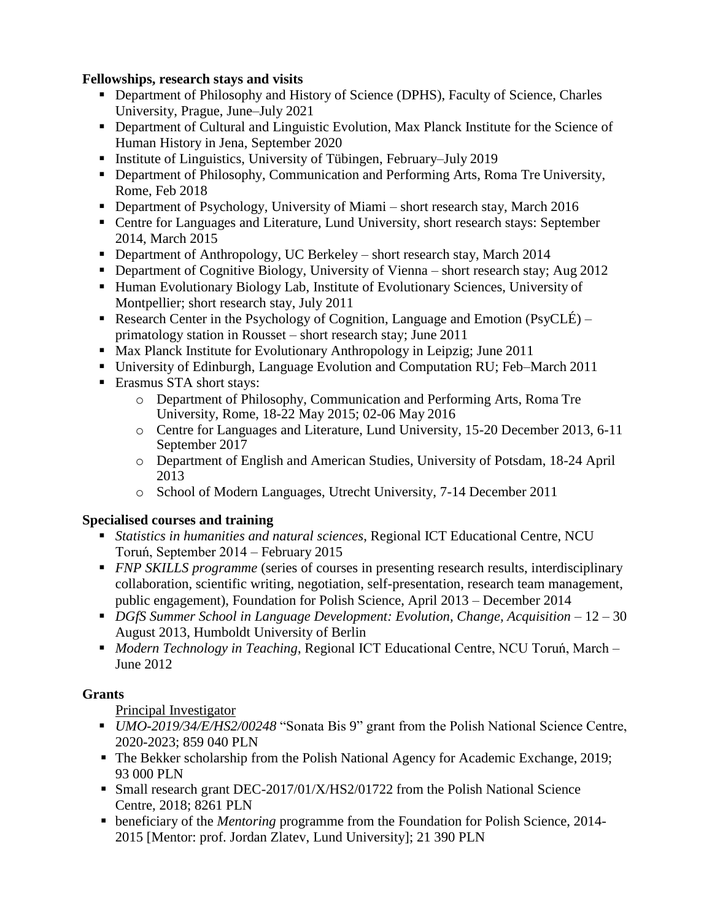**Fellowships, research stays and visits**

- Department of Philosophy and History of Science (DPHS), Faculty of Science, Charles University, Prague, June–July 2021
- Department of Cultural and Linguistic Evolution, Max Planck Institute for the Science of Human History in Jena, September 2020
- Institute of Linguistics, University of Tübingen, February–July 2019
- Department of Philosophy, Communication and Performing Arts, Roma Tre University, Rome, Feb 2018
- Department of Psychology, University of Miami – short research stay, March 2016
- Centre for Languages and Literature, Lund University, short research stays: September 2014, March 2015
- Department of Anthropology, UC Berkeley – short research stay, March 2014
- Department of Cognitive Biology, University of Vienna – short research stay; Aug 2012
- Human Evolutionary Biology Lab, Institute of Evolutionary Sciences, University of Montpellier; short research stay, July 2011
- Research Center in the Psychology of Cognition, Language and Emotion (PsyCLÉ) – primatology station in Rousset – short research stay; June 2011
- Max Planck Institute for Evolutionary Anthropology in Leipzig; June 2011
- University of Edinburgh, Language Evolution and Computation RU; Feb–March 2011
- Erasmus STA short stays:
  - Department of Philosophy, Communication and Performing Arts, Roma Tre University, Rome, 18-22 May 2015; 02-06 May 2016
  - Centre for Languages and Literature, Lund University, 15-20 December 2013, 6-11 September 2017
  - Department of English and American Studies, University of Potsdam, 18-24 April 2013
  - School of Modern Languages, Utrecht University, 7-14 December 2011

**Specialised courses and training**

- *Statistics in humanities and natural sciences*, Regional ICT Educational Centre, NCU Toruń, September 2014 – February 2015
- *FNP SKILLS programme* (series of courses in presenting research results, interdisciplinary collaboration, scientific writing, negotiation, self-presentation, research team management, public engagement), Foundation for Polish Science, April 2013 – December 2014
- *DGfS Summer School in Language Development: Evolution, Change, Acquisition* – 12 – 30 August 2013, Humboldt University of Berlin
- *Modern Technology in Teaching*, Regional ICT Educational Centre, NCU Toruń, March – June 2012

**Grants**

Principal Investigator

- *UMO-2019/34/E/HS2/00248* "Sonata Bis 9" grant from the Polish National Science Centre, 2020-2023; 859 040 PLN
- The Bekker scholarship from the Polish National Agency for Academic Exchange, 2019; 93 000 PLN
- Small research grant DEC-2017/01/X/HS2/01722 from the Polish National Science Centre, 2018; 8261 PLN
- beneficiary of the *Mentoring* programme from the Foundation for Polish Science, 2014-2015 [Mentor: prof. Jordan Zlatev, Lund University]; 21 390 PLN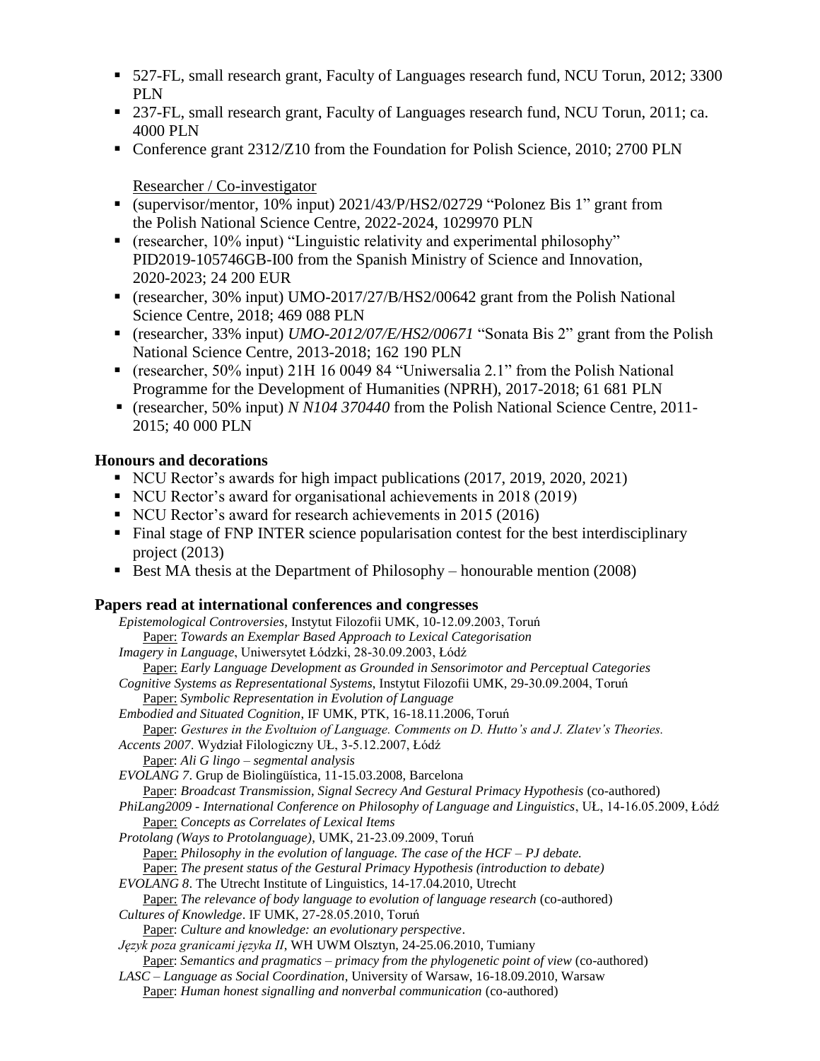- 527-FL, small research grant, Faculty of Languages research fund, NCU Torun, 2012; 3300 PLN
- 237-FL, small research grant, Faculty of Languages research fund, NCU Torun, 2011; ca. 4000 PLN
- Conference grant 2312/Z10 from the Foundation for Polish Science, 2010; 2700 PLN

Researcher / Co-investigator

- (supervisor/mentor, 10% input) 2021/43/P/HS2/02729 "Polonez Bis 1" grant from the Polish National Science Centre, 2022-2024, 1029970 PLN
- (researcher, 10% input) "Linguistic relativity and experimental philosophy" PID2019-105746GB-I00 from the Spanish Ministry of Science and Innovation, 2020-2023; 24 200 EUR
- (researcher, 30% input) UMO-2017/27/B/HS2/00642 grant from the Polish National Science Centre, 2018; 469 088 PLN
- (researcher, 33% input) *UMO-2012/07/E/HS2/00671* "Sonata Bis 2" grant from the Polish National Science Centre, 2013-2018; 162 190 PLN
- (researcher, 50% input) 21H 16 0049 84 "Uniwersalia 2.1" from the Polish National Programme for the Development of Humanities (NPRH), 2017-2018; 61 681 PLN
- (researcher, 50% input) *N N104 370440* from the Polish National Science Centre, 2011-2015; 40 000 PLN

## Honours and decorations

- NCU Rector's awards for high impact publications (2017, 2019, 2020, 2021)
- NCU Rector's award for organisational achievements in 2018 (2019)
- NCU Rector's award for research achievements in 2015 (2016)
- Final stage of FNP INTER science popularisation contest for the best interdisciplinary project (2013)
- Best MA thesis at the Department of Philosophy – honourable mention (2008)

## Papers read at international conferences and congresses

*Epistemological Controversies*, Instytut Filozofii UMK, 10-12.09.2003, Toruń
Paper: *Towards an Exemplar Based Approach to Lexical Categorisation*

*Imagery in Language*, Uniwersytet Łódzki, 28-30.09.2003, Łódź
Paper: *Early Language Development as Grounded in Sensorimotor and Perceptual Categories*

*Cognitive Systems as Representational Systems*, Instytut Filozofii UMK, 29-30.09.2004, Toruń
Paper: *Symbolic Representation in Evolution of Language*

*Embodied and Situated Cognition*, IF UMK, PTK, 16-18.11.2006, Toruń
Paper: *Gestures in the Evoltuion of Language. Comments on D. Hutto's and J. Zlatev's Theories.*

*Accents 2007.* Wydział Filologiczny UŁ, 3-5.12.2007, Łódź
Paper: *Ali G lingo – segmental analysis*

*EVOLANG 7*. Grup de Biolingüística, 11-15.03.2008, Barcelona
Paper: *Broadcast Transmission, Signal Secrecy And Gestural Primacy Hypothesis* (co-authored)

*PhiLang2009 - International Conference on Philosophy of Language and Linguistics*, UŁ, 14-16.05.2009, Łódź
Paper: *Concepts as Correlates of Lexical Items*

*Protolang (Ways to Protolanguage)*, UMK, 21-23.09.2009, Toruń
Paper: *Philosophy in the evolution of language. The case of the HCF – PJ debate.*
Paper: *The present status of the Gestural Primacy Hypothesis (introduction to debate)*

*EVOLANG 8*. The Utrecht Institute of Linguistics, 14-17.04.2010, Utrecht
Paper: *The relevance of body language to evolution of language research* (co-authored)

*Cultures of Knowledge*. IF UMK, 27-28.05.2010, Toruń
Paper: *Culture and knowledge: an evolutionary perspective*.

*Język poza granicami języka II*, WH UWM Olsztyn, 24-25.06.2010, Tumiany
Paper: *Semantics and pragmatics – primacy from the phylogenetic point of view* (co-authored)

*LASC – Language as Social Coordination*, University of Warsaw, 16-18.09.2010, Warsaw
Paper: *Human honest signalling and nonverbal communication* (co-authored)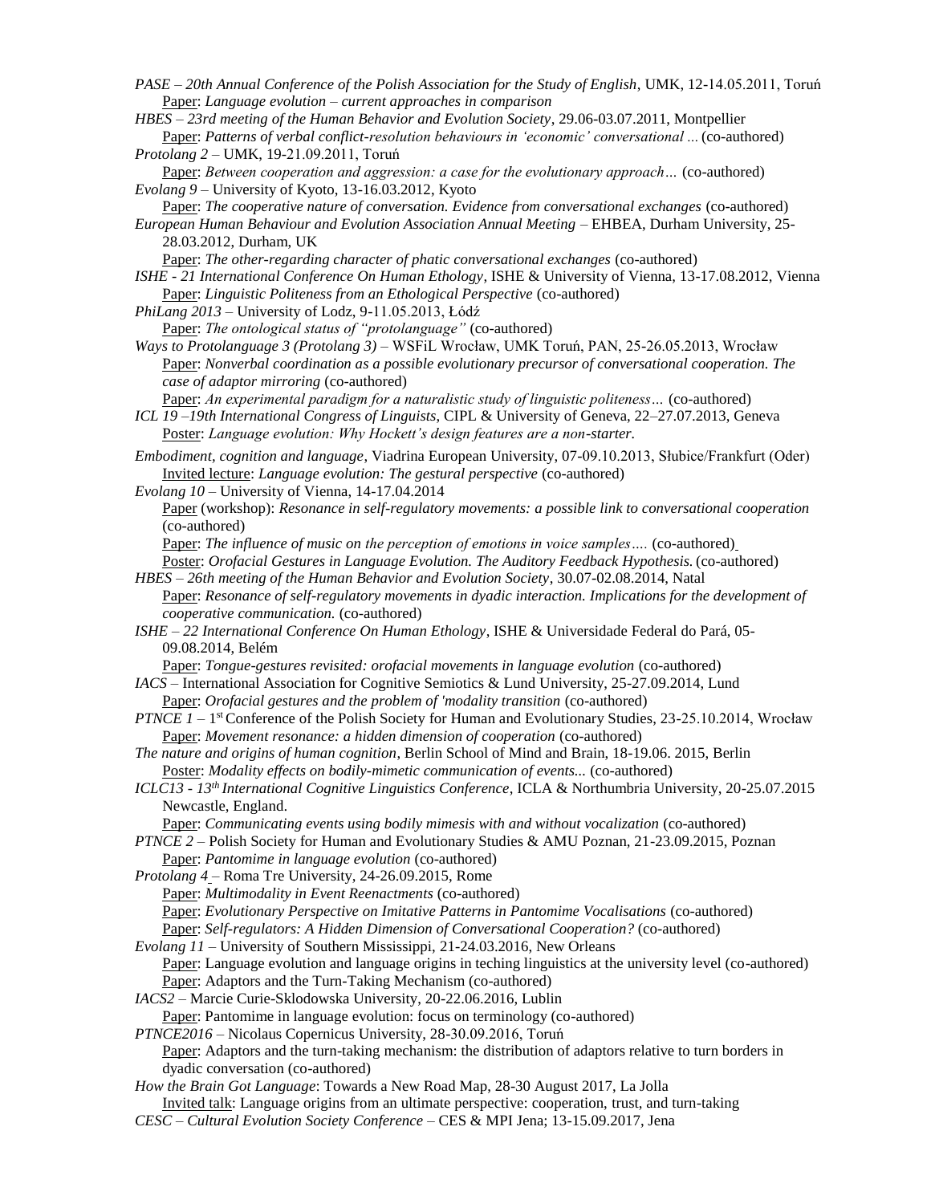*PASE – 20th Annual Conference of the Polish Association for the Study of English*, UMK, 12-14.05.2011, Toruń
  Paper: *Language evolution – current approaches in comparison*

*HBES – 23rd meeting of the Human Behavior and Evolution Society*, 29.06-03.07.2011, Montpellier
  Paper: *Patterns of verbal conflict-resolution behaviours in 'economic' conversational ...* (co-authored)

*Protolang 2* – UMK, 19-21.09.2011, Toruń
  Paper: *Between cooperation and aggression: a case for the evolutionary approach…* (co-authored)

*Evolang 9* – University of Kyoto, 13-16.03.2012, Kyoto
  Paper: *The cooperative nature of conversation. Evidence from conversational exchanges* (co-authored)

*European Human Behaviour and Evolution Association Annual Meeting* – EHBEA, Durham University, 25-28.03.2012, Durham, UK
  Paper: *The other-regarding character of phatic conversational exchanges* (co-authored)

*ISHE - 21 International Conference On Human Ethology*, ISHE & University of Vienna, 13-17.08.2012, Vienna
  Paper: *Linguistic Politeness from an Ethological Perspective* (co-authored)

*PhiLang 2013* – University of Lodz, 9-11.05.2013, Łódź
  Paper: *The ontological status of "protolanguage"* (co-authored)

*Ways to Protolanguage 3 (Protolang 3)* – WSFiL Wrocław, UMK Toruń, PAN, 25-26.05.2013, Wrocław
  Paper: *Nonverbal coordination as a possible evolutionary precursor of conversational cooperation. The case of adaptor mirroring* (co-authored)
  Paper: *An experimental paradigm for a naturalistic study of linguistic politeness…* (co-authored)

*ICL 19 –19th International Congress of Linguists*, CIPL & University of Geneva, 22–27.07.2013, Geneva
  Poster: *Language evolution: Why Hockett's design features are a non-starter.*

*Embodiment, cognition and language*, Viadrina European University, 07-09.10.2013, Słubice/Frankfurt (Oder)
  Invited lecture: *Language evolution: The gestural perspective* (co-authored)

*Evolang 10* – University of Vienna, 14-17.04.2014
  Paper (workshop): *Resonance in self-regulatory movements: a possible link to conversational cooperation* (co-authored)
  Paper: *The influence of music on the perception of emotions in voice samples….* (co-authored)
  Poster: *Orofacial Gestures in Language Evolution. The Auditory Feedback Hypothesis.* (co-authored)

*HBES – 26th meeting of the Human Behavior and Evolution Society*, 30.07-02.08.2014, Natal
  Paper: *Resonance of self-regulatory movements in dyadic interaction. Implications for the development of cooperative communication.* (co-authored)

*ISHE – 22 International Conference On Human Ethology*, ISHE & Universidade Federal do Pará, 05-09.08.2014, Belém
  Paper: *Tongue-gestures revisited: orofacial movements in language evolution* (co-authored)

*IACS* – International Association for Cognitive Semiotics & Lund University, 25-27.09.2014, Lund
  Paper: *Orofacial gestures and the problem of 'modality transition* (co-authored)

*PTNCE 1* – 1st Conference of the Polish Society for Human and Evolutionary Studies, 23-25.10.2014, Wrocław
  Paper: *Movement resonance: a hidden dimension of cooperation* (co-authored)

*The nature and origins of human cognition*, Berlin School of Mind and Brain, 18-19.06. 2015, Berlin
  Poster: *Modality effects on bodily-mimetic communication of events...* (co-authored)

*ICLC13 - 13th International Cognitive Linguistics Conference*, ICLA & Northumbria University, 20-25.07.2015 Newcastle, England.
  Paper: *Communicating events using bodily mimesis with and without vocalization* (co-authored)

*PTNCE 2* – Polish Society for Human and Evolutionary Studies & AMU Poznan, 21-23.09.2015, Poznan
  Paper: *Pantomime in language evolution* (co-authored)

*Protolang 4* – Roma Tre University, 24-26.09.2015, Rome
  Paper: *Multimodality in Event Reenactments* (co-authored)
  Paper: *Evolutionary Perspective on Imitative Patterns in Pantomime Vocalisations* (co-authored)
  Paper: *Self-regulators: A Hidden Dimension of Conversational Cooperation?* (co-authored)

*Evolang 11* – University of Southern Mississippi, 21-24.03.2016, New Orleans
  Paper: Language evolution and language origins in teching linguistics at the university level (co-authored)
  Paper: Adaptors and the Turn-Taking Mechanism (co-authored)

*IACS2* – Marcie Curie-Sklodowska University, 20-22.06.2016, Lublin
  Paper: Pantomime in language evolution: focus on terminology (co-authored)

*PTNCE2016* – Nicolaus Copernicus University, 28-30.09.2016, Toruń
  Paper: Adaptors and the turn-taking mechanism: the distribution of adaptors relative to turn borders in dyadic conversation (co-authored)

*How the Brain Got Language*: Towards a New Road Map, 28-30 August 2017, La Jolla
  Invited talk: Language origins from an ultimate perspective: cooperation, trust, and turn-taking

*CESC – Cultural Evolution Society Conference* – CES & MPI Jena; 13-15.09.2017, Jena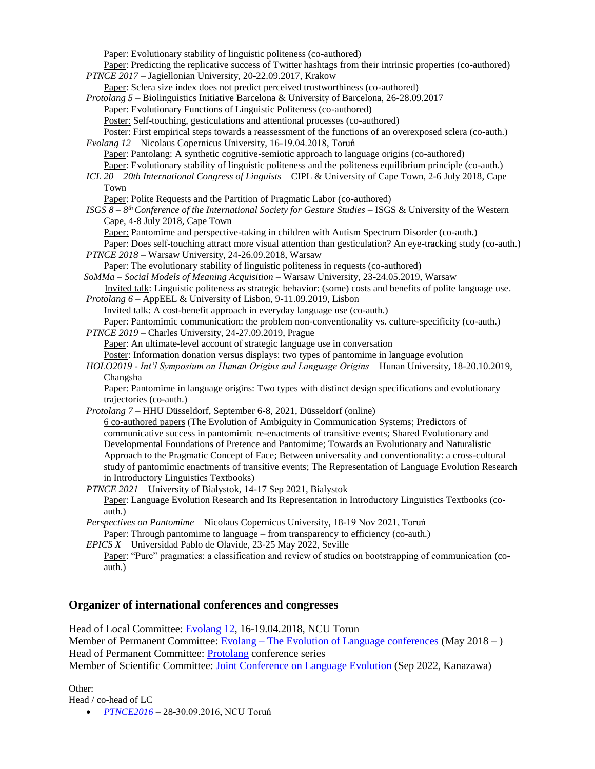Paper: Evolutionary stability of linguistic politeness (co-authored)
Paper: Predicting the replicative success of Twitter hashtags from their intrinsic properties (co-authored)

*PTNCE 2017* – Jagiellonian University, 20-22.09.2017, Krakow
Paper: Sclera size index does not predict perceived trustworthiness (co-authored)

*Protolang 5* – Biolinguistics Initiative Barcelona & University of Barcelona, 26-28.09.2017
Paper: Evolutionary Functions of Linguistic Politeness (co-authored)
Poster: Self-touching, gesticulations and attentional processes (co-authored)
Poster: First empirical steps towards a reassessment of the functions of an overexposed sclera (co-auth.)

*Evolang 12* – Nicolaus Copernicus University, 16-19.04.2018, Toruń
Paper: Pantolang: A synthetic cognitive-semiotic approach to language origins (co-authored)
Paper: Evolutionary stability of linguistic politeness and the politeness equilibrium principle (co-auth.)

*ICL 20 – 20th International Congress of Linguists* – CIPL & University of Cape Town, 2-6 July 2018, Cape Town
Paper: Polite Requests and the Partition of Pragmatic Labor (co-authored)

*ISGS 8 – 8th Conference of the International Society for Gesture Studies* – ISGS & University of the Western Cape, 4-8 July 2018, Cape Town
Paper: Pantomime and perspective-taking in children with Autism Spectrum Disorder (co-auth.)
Paper: Does self-touching attract more visual attention than gesticulation? An eye-tracking study (co-auth.)

*PTNCE 2018* – Warsaw University, 24-26.09.2018, Warsaw
Paper: The evolutionary stability of linguistic politeness in requests (co-authored)

*SoMMa – Social Models of Meaning Acquisition* – Warsaw University, 23-24.05.2019, Warsaw
Invited talk: Linguistic politeness as strategic behavior: (some) costs and benefits of polite language use.

*Protolang 6* – AppEEL & University of Lisbon, 9-11.09.2019, Lisbon
Invited talk: A cost-benefit approach in everyday language use (co-auth.)
Paper: Pantomimic communication: the problem non-conventionality vs. culture-specificity (co-auth.)

*PTNCE 2019* – Charles University, 24-27.09.2019, Prague
Paper: An ultimate-level account of strategic language use in conversation
Poster: Information donation versus displays: two types of pantomime in language evolution

*HOLO2019 - Int'l Symposium on Human Origins and Language Origins* – Hunan University, 18-20.10.2019, Changsha
Paper: Pantomime in language origins: Two types with distinct design specifications and evolutionary trajectories (co-auth.)

*Protolang 7* – HHU Düsseldorf, September 6-8, 2021, Düsseldorf (online)
6 co-authored papers (The Evolution of Ambiguity in Communication Systems; Predictors of communicative success in pantomimic re-enactments of transitive events; Shared Evolutionary and Developmental Foundations of Pretence and Pantomime; Towards an Evolutionary and Naturalistic Approach to the Pragmatic Concept of Face; Between universality and conventionality: a cross-cultural study of pantomimic enactments of transitive events; The Representation of Language Evolution Research in Introductory Linguistics Textbooks)

*PTNCE 2021* – University of Bialystok, 14-17 Sep 2021, Bialystok
Paper: Language Evolution Research and Its Representation in Introductory Linguistics Textbooks (co-auth.)

*Perspectives on Pantomime* – Nicolaus Copernicus University, 18-19 Nov 2021, Toruń
Paper: Through pantomime to language – from transparency to efficiency (co-auth.)

*EPICS X* – Universidad Pablo de Olavide, 23-25 May 2022, Seville
Paper: "Pure" pragmatics: a classification and review of studies on bootstrapping of communication (co-auth.)

## Organizer of international conferences and congresses

Head of Local Committee: Evolang 12, 16-19.04.2018, NCU Torun
Member of Permanent Committee: Evolang – The Evolution of Language conferences (May 2018 – )
Head of Permanent Committee: Protolang conference series
Member of Scientific Committee: Joint Conference on Language Evolution (Sep 2022, Kanazawa)

Other:

Head / co-head of LC

- *PTNCE2016* – 28-30.09.2016, NCU Toruń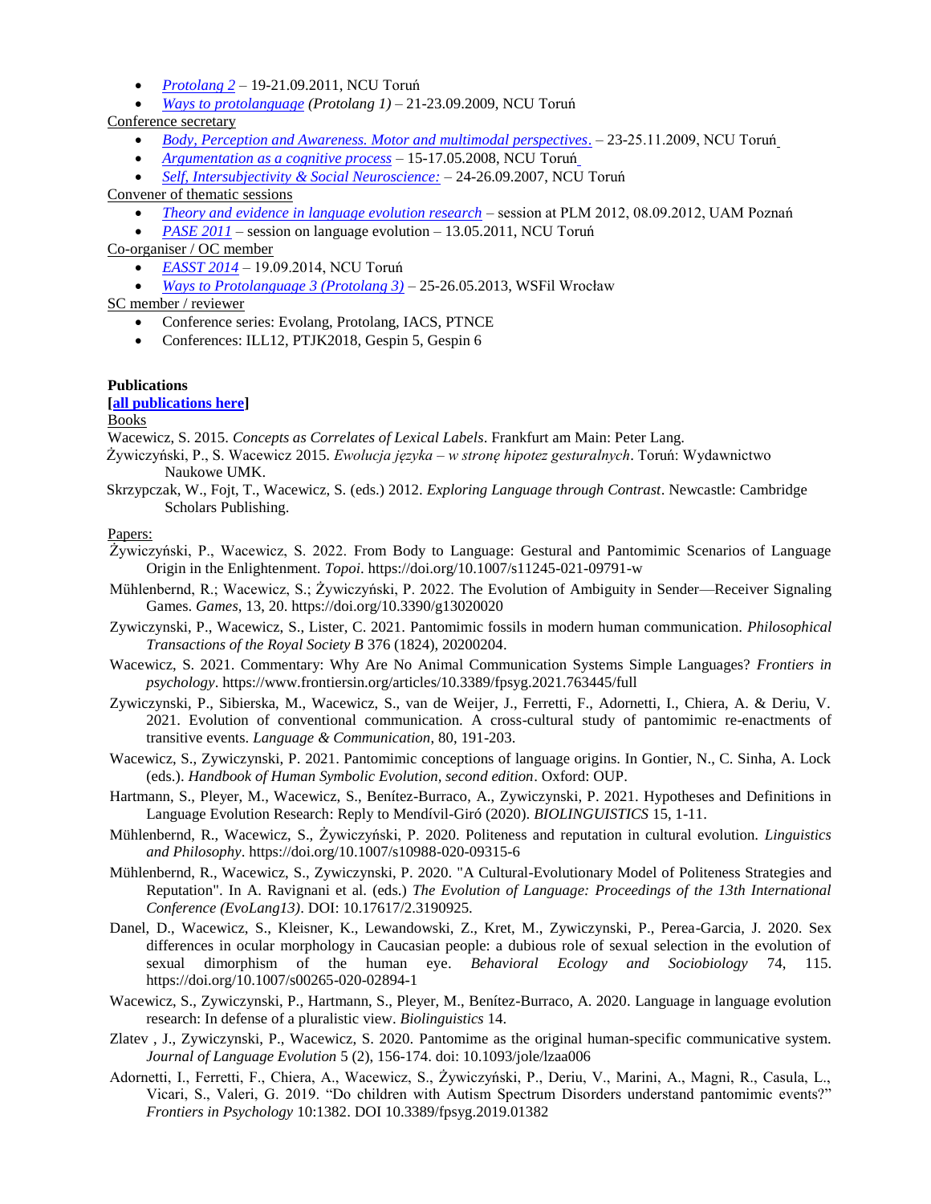- *Protolang 2* – 19-21.09.2011, NCU Toruń
- *Ways to protolanguage* *(Protolang 1)* – 21-23.09.2009, NCU Toruń

Conference secretary

- *Body, Perception and Awareness. Motor and multimodal perspectives*. – 23-25.11.2009, NCU Toruń
- *Argumentation as a cognitive process* – 15-17.05.2008, NCU Toruń
- *Self, Intersubjectivity & Social Neuroscience:* – 24-26.09.2007, NCU Toruń

Convener of thematic sessions

- *Theory and evidence in language evolution research* – session at PLM 2012, 08.09.2012, UAM Poznań
- *PASE 2011* – session on language evolution – 13.05.2011, NCU Toruń

Co-organiser / OC member

- *EASST 2014* – 19.09.2014, NCU Toruń
- *Ways to Protolanguage 3 (Protolang 3)* – 25-26.05.2013, WSFil Wrocław

SC member / reviewer

- Conference series: Evolang, Protolang, IACS, PTNCE
- Conferences: ILL12, PTJK2018, Gespin 5, Gespin 6

**Publications**

**[all publications here]**

Books

Wacewicz, S. 2015. *Concepts as Correlates of Lexical Labels*. Frankfurt am Main: Peter Lang.

Żywiczyński, P., S. Wacewicz 2015. *Ewolucja języka – w stronę hipotez gesturalnych*. Toruń: Wydawnictwo Naukowe UMK.

Skrzypczak, W., Fojt, T., Wacewicz, S. (eds.) 2012. *Exploring Language through Contrast*. Newcastle: Cambridge Scholars Publishing.

Papers:

Żywiczyński, P., Wacewicz, S. 2022. From Body to Language: Gestural and Pantomimic Scenarios of Language Origin in the Enlightenment. *Topoi*. https://doi.org/10.1007/s11245-021-09791-w

Mühlenbernd, R.; Wacewicz, S.; Żywiczyński, P. 2022. The Evolution of Ambiguity in Sender—Receiver Signaling Games. *Games*, 13, 20. https://doi.org/10.3390/g13020020

Zywiczynski, P., Wacewicz, S., Lister, C. 2021. Pantomimic fossils in modern human communication. *Philosophical Transactions of the Royal Society B* 376 (1824), 20200204.

Wacewicz, S. 2021. Commentary: Why Are No Animal Communication Systems Simple Languages? *Frontiers in psychology*. https://www.frontiersin.org/articles/10.3389/fpsyg.2021.763445/full

Zywiczynski, P., Sibierska, M., Wacewicz, S., van de Weijer, J., Ferretti, F., Adornetti, I., Chiera, A. & Deriu, V. 2021. Evolution of conventional communication. A cross-cultural study of pantomimic re-enactments of transitive events. *Language & Communication*, 80, 191-203.

Wacewicz, S., Zywiczynski, P. 2021. Pantomimic conceptions of language origins. In Gontier, N., C. Sinha, A. Lock (eds.). *Handbook of Human Symbolic Evolution, second edition*. Oxford: OUP.

Hartmann, S., Pleyer, M., Wacewicz, S., Benítez-Burraco, A., Zywiczynski, P. 2021. Hypotheses and Definitions in Language Evolution Research: Reply to Mendívil-Giró (2020). *BIOLINGUISTICS* 15, 1-11.

Mühlenbernd, R., Wacewicz, S., Żywiczyński, P. 2020. Politeness and reputation in cultural evolution. *Linguistics and Philosophy*. https://doi.org/10.1007/s10988-020-09315-6

Mühlenbernd, R., Wacewicz, S., Zywiczynski, P. 2020. "A Cultural-Evolutionary Model of Politeness Strategies and Reputation". In A. Ravignani et al. (eds.) *The Evolution of Language: Proceedings of the 13th International Conference (EvoLang13)*. DOI: 10.17617/2.3190925.

Danel, D., Wacewicz, S., Kleisner, K., Lewandowski, Z., Kret, M., Zywiczynski, P., Perea-Garcia, J. 2020. Sex differences in ocular morphology in Caucasian people: a dubious role of sexual selection in the evolution of sexual dimorphism of the human eye. *Behavioral Ecology and Sociobiology* 74, 115. https://doi.org/10.1007/s00265-020-02894-1

Wacewicz, S., Zywiczynski, P., Hartmann, S., Pleyer, M., Benítez-Burraco, A. 2020. Language in language evolution research: In defense of a pluralistic view. *Biolinguistics* 14.

Zlatev , J., Zywiczynski, P., Wacewicz, S. 2020. Pantomime as the original human-specific communicative system. *Journal of Language Evolution* 5 (2), 156-174. doi: 10.1093/jole/lzaa006

Adornetti, I., Ferretti, F., Chiera, A., Wacewicz, S., Żywiczyński, P., Deriu, V., Marini, A., Magni, R., Casula, L., Vicari, S., Valeri, G. 2019. "Do children with Autism Spectrum Disorders understand pantomimic events?" *Frontiers in Psychology* 10:1382. DOI 10.3389/fpsyg.2019.01382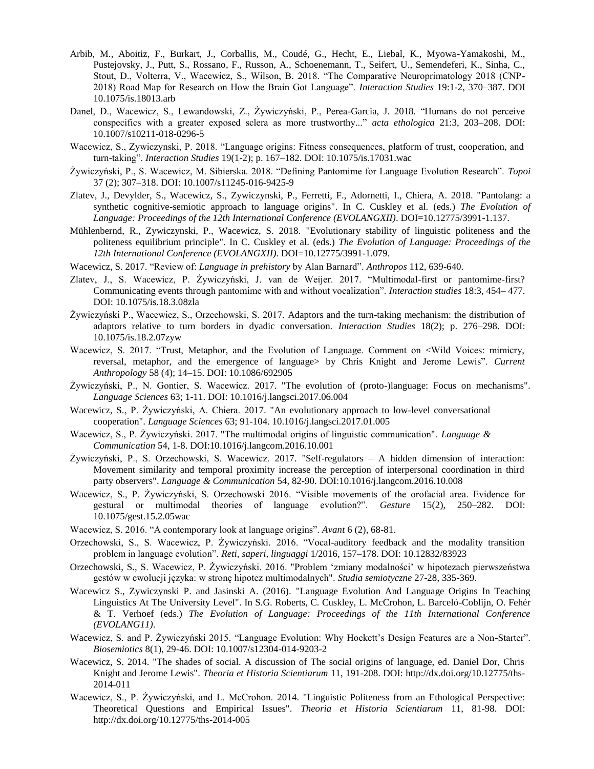Arbib, M., Aboitiz, F., Burkart, J., Corballis, M., Coudé, G., Hecht, E., Liebal, K., Myowa-Yamakoshi, M., Pustejovsky, J., Putt, S., Rossano, F., Russon, A., Schoenemann, T., Seifert, U., Semendeferi, K., Sinha, C., Stout, D., Volterra, V., Wacewicz, S., Wilson, B. 2018. "The Comparative Neuroprimatology 2018 (CNP-2018) Road Map for Research on How the Brain Got Language". *Interaction Studies* 19:1-2, 370–387. DOI 10.1075/is.18013.arb

Danel, D., Wacewicz, S., Lewandowski, Z., Żywiczyński, P., Perea-Garcia, J. 2018. "Humans do not perceive conspecifics with a greater exposed sclera as more trustworthy..." *acta ethologica* 21:3, 203–208. DOI: 10.1007/s10211-018-0296-5

Wacewicz, S., Zywiczynski, P. 2018. "Language origins: Fitness consequences, platform of trust, cooperation, and turn-taking". *Interaction Studies* 19(1-2); p. 167–182. DOI: 10.1075/is.17031.wac

Żywiczyński, P., S. Wacewicz, M. Sibierska. 2018. "Defining Pantomime for Language Evolution Research". *Topoi* 37 (2); 307–318. DOI: 10.1007/s11245-016-9425-9

Zlatev, J., Devylder, S., Wacewicz, S., Zywiczynski, P., Ferretti, F., Adornetti, I., Chiera, A. 2018. "Pantolang: a synthetic cognitive-semiotic approach to language origins". In C. Cuskley et al. (eds.) *The Evolution of Language: Proceedings of the 12th International Conference (EVOLANGXII)*. DOI=10.12775/3991-1.137.

Mühlenbernd, R., Zywiczynski, P., Wacewicz, S. 2018. "Evolutionary stability of linguistic politeness and the politeness equilibrium principle". In C. Cuskley et al. (eds.) *The Evolution of Language: Proceedings of the 12th International Conference (EVOLANGXII)*. DOI=10.12775/3991-1.079.

Wacewicz, S. 2017. "Review of: *Language in prehistory* by Alan Barnard". *Anthropos* 112, 639-640.

Zlatev, J., S. Wacewicz, P. Żywiczyński, J. van de Weijer. 2017. "Multimodal-first or pantomime-first? Communicating events through pantomime with and without vocalization". *Interaction studies* 18:3, 454– 477. DOI: 10.1075/is.18.3.08zla

Żywiczyński P., Wacewicz, S., Orzechowski, S. 2017. Adaptors and the turn-taking mechanism: the distribution of adaptors relative to turn borders in dyadic conversation. *Interaction Studies* 18(2); p. 276–298. DOI: 10.1075/is.18.2.07zyw

Wacewicz, S. 2017. "Trust, Metaphor, and the Evolution of Language. Comment on <Wild Voices: mimicry, reversal, metaphor, and the emergence of language> by Chris Knight and Jerome Lewis". *Current Anthropology* 58 (4); 14–15. DOI: 10.1086/692905

Żywiczyński, P., N. Gontier, S. Wacewicz. 2017. "The evolution of (proto-)language: Focus on mechanisms". *Language Sciences* 63; 1-11. DOI: 10.1016/j.langsci.2017.06.004

Wacewicz, S., P. Żywiczyński, A. Chiera. 2017. "An evolutionary approach to low-level conversational cooperation". *Language Sciences* 63; 91-104. 10.1016/j.langsci.2017.01.005

Wacewicz, S., P. Żywiczyński. 2017. "The multimodal origins of linguistic communication". *Language & Communication* 54, 1-8. DOI:10.1016/j.langcom.2016.10.001

Żywiczyński, P., S. Orzechowski, S. Wacewicz. 2017. "Self-regulators – A hidden dimension of interaction: Movement similarity and temporal proximity increase the perception of interpersonal coordination in third party observers". *Language & Communication* 54, 82-90. DOI:10.1016/j.langcom.2016.10.008

Wacewicz, S., P. Żywiczyński, S. Orzechowski 2016. "Visible movements of the orofacial area. Evidence for gestural or multimodal theories of language evolution?". *Gesture* 15(2), 250–282. DOI: 10.1075/gest.15.2.05wac

Wacewicz, S. 2016. "A contemporary look at language origins". *Avant* 6 (2), 68-81.

Orzechowski, S., S. Wacewicz, P. Żywiczyński. 2016. "Vocal-auditory feedback and the modality transition problem in language evolution". *Reti, saperi, linguaggi* 1/2016, 157–178. DOI: 10.12832/83923

Orzechowski, S., S. Wacewicz, P. Żywiczyński. 2016. "Problem 'zmiany modalności' w hipotezach pierwszeństwa gestów w ewolucji języka: w stronę hipotez multimodalnych". *Studia semiotyczne* 27-28, 335-369.

Wacewicz S., Zywiczynski P. and Jasinski A. (2016). "Language Evolution And Language Origins In Teaching Linguistics At The University Level". In S.G. Roberts, C. Cuskley, L. McCrohon, L. Barceló-Coblijn, O. Fehér & T. Verhoef (eds.) *The Evolution of Language: Proceedings of the 11th International Conference (EVOLANG11)*.

Wacewicz, S. and P. Żywiczyński 2015. "Language Evolution: Why Hockett's Design Features are a Non-Starter". *Biosemiotics* 8(1), 29-46. DOI: 10.1007/s12304-014-9203-2

Wacewicz, S. 2014. "The shades of social. A discussion of The social origins of language, ed. Daniel Dor, Chris Knight and Jerome Lewis". *Theoria et Historia Scientiarum* 11, 191-208. DOI: http://dx.doi.org/10.12775/ths-2014-011

Wacewicz, S., P. Żywiczyński, and L. McCrohon. 2014. "Linguistic Politeness from an Ethological Perspective: Theoretical Questions and Empirical Issues". *Theoria et Historia Scientiarum* 11, 81-98. DOI: http://dx.doi.org/10.12775/ths-2014-005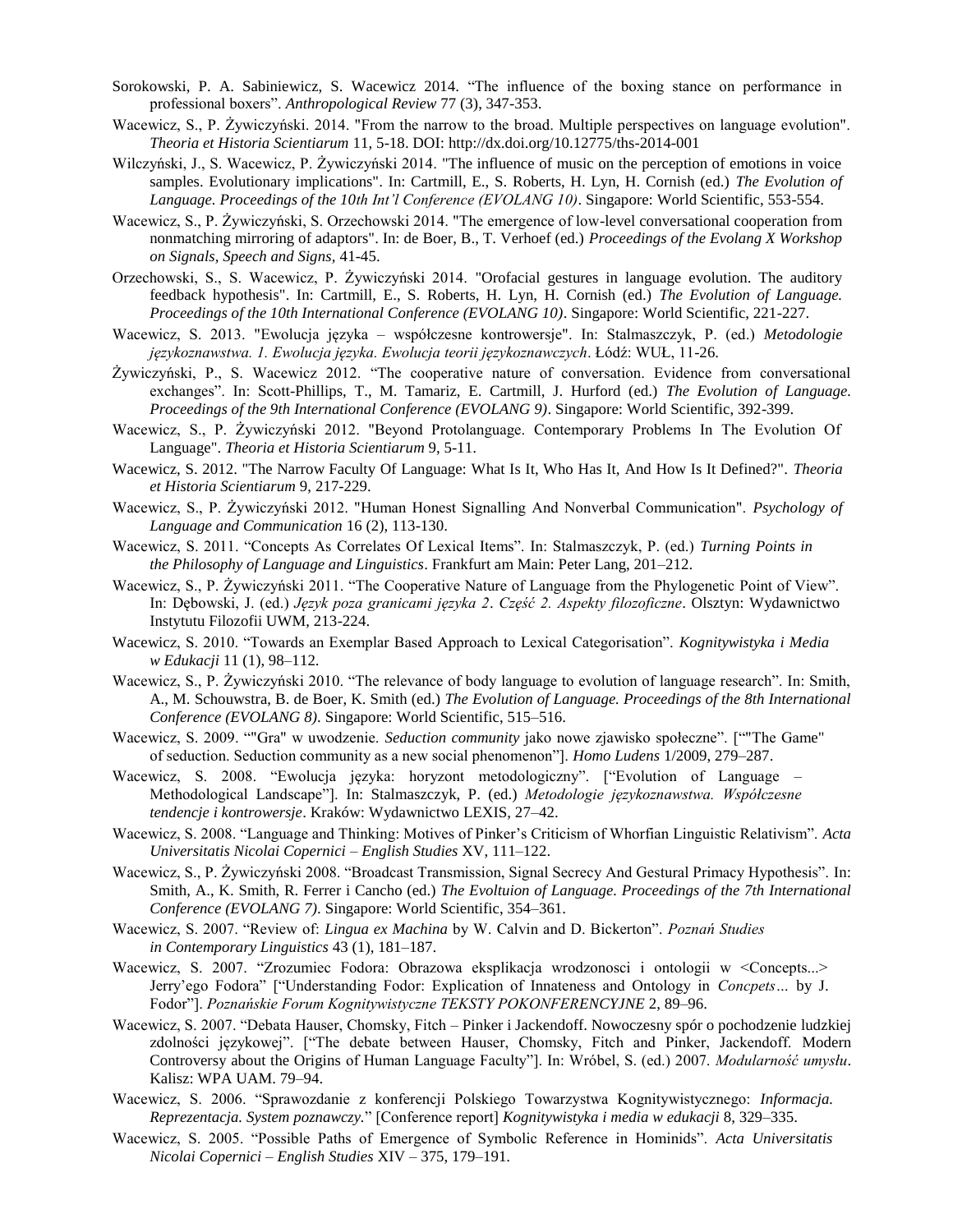Sorokowski, P. A. Sabiniewicz, S. Wacewicz 2014. "The influence of the boxing stance on performance in professional boxers". *Anthropological Review* 77 (3), 347-353.

Wacewicz, S., P. Żywiczyński. 2014. "From the narrow to the broad. Multiple perspectives on language evolution". *Theoria et Historia Scientiarum* 11, 5-18. DOI: http://dx.doi.org/10.12775/ths-2014-001

Wilczyński, J., S. Wacewicz, P. Żywiczyński 2014. "The influence of music on the perception of emotions in voice samples. Evolutionary implications". In: Cartmill, E., S. Roberts, H. Lyn, H. Cornish (ed.) *The Evolution of Language. Proceedings of the 10th Int'l Conference (EVOLANG 10)*. Singapore: World Scientific, 553-554.

Wacewicz, S., P. Żywiczyński, S. Orzechowski 2014. "The emergence of low-level conversational cooperation from nonmatching mirroring of adaptors". In: de Boer, B., T. Verhoef (ed.) *Proceedings of the Evolang X Workshop on Signals, Speech and Signs*, 41-45.

Orzechowski, S., S. Wacewicz, P. Żywiczyński 2014. "Orofacial gestures in language evolution. The auditory feedback hypothesis". In: Cartmill, E., S. Roberts, H. Lyn, H. Cornish (ed.) *The Evolution of Language. Proceedings of the 10th International Conference (EVOLANG 10)*. Singapore: World Scientific, 221-227.

Wacewicz, S. 2013. "Ewolucja języka – współczesne kontrowersje". In: Stalmaszczyk, P. (ed.) *Metodologie językoznawstwa. 1. Ewolucja języka. Ewolucja teorii językoznawczych*. Łódź: WUŁ, 11-26.

Żywiczyński, P., S. Wacewicz 2012. "The cooperative nature of conversation. Evidence from conversational exchanges". In: Scott-Phillips, T., M. Tamariz, E. Cartmill, J. Hurford (ed.) *The Evolution of Language. Proceedings of the 9th International Conference (EVOLANG 9)*. Singapore: World Scientific, 392-399.

Wacewicz, S., P. Żywiczyński 2012. "Beyond Protolanguage. Contemporary Problems In The Evolution Of Language". *Theoria et Historia Scientiarum* 9, 5-11.

Wacewicz, S. 2012. "The Narrow Faculty Of Language: What Is It, Who Has It, And How Is It Defined?". *Theoria et Historia Scientiarum* 9, 217-229.

Wacewicz, S., P. Żywiczyński 2012. "Human Honest Signalling And Nonverbal Communication". *Psychology of Language and Communication* 16 (2), 113-130.

Wacewicz, S. 2011. "Concepts As Correlates Of Lexical Items". In: Stalmaszczyk, P. (ed.) *Turning Points in the Philosophy of Language and Linguistics*. Frankfurt am Main: Peter Lang, 201–212.

Wacewicz, S., P. Żywiczyński 2011. "The Cooperative Nature of Language from the Phylogenetic Point of View". In: Dębowski, J. (ed.) *Język poza granicami języka 2*. *Część 2. Aspekty filozoficzne*. Olsztyn: Wydawnictwo Instytutu Filozofii UWM, 213-224.

Wacewicz, S. 2010. "Towards an Exemplar Based Approach to Lexical Categorisation". *Kognitywistyka i Media w Edukacji* 11 (1), 98–112.

Wacewicz, S., P. Żywiczyński 2010. "The relevance of body language to evolution of language research". In: Smith, A., M. Schouwstra, B. de Boer, K. Smith (ed.) *The Evolution of Language. Proceedings of the 8th International Conference (EVOLANG 8)*. Singapore: World Scientific, 515–516.

Wacewicz, S. 2009. ""Gra" w uwodzenie. *Seduction community* jako nowe zjawisko społeczne". [""The Game" of seduction. Seduction community as a new social phenomenon"]. *Homo Ludens* 1/2009, 279–287.

Wacewicz, S. 2008. "Ewolucja języka: horyzont metodologiczny". ["Evolution of Language – Methodological Landscape"]. In: Stalmaszczyk, P. (ed.) *Metodologie językoznawstwa. Współczesne tendencje i kontrowersje*. Kraków: Wydawnictwo LEXIS, 27–42.

Wacewicz, S. 2008. "Language and Thinking: Motives of Pinker's Criticism of Whorfian Linguistic Relativism". *Acta Universitatis Nicolai Copernici – English Studies* XV, 111–122.

Wacewicz, S., P. Żywiczyński 2008. "Broadcast Transmission, Signal Secrecy And Gestural Primacy Hypothesis". In: Smith, A., K. Smith, R. Ferrer i Cancho (ed.) *The Evoltuion of Language. Proceedings of the 7th International Conference (EVOLANG 7)*. Singapore: World Scientific, 354–361.

Wacewicz, S. 2007. "Review of: *Lingua ex Machina* by W. Calvin and D. Bickerton". *Poznań Studies in Contemporary Linguistics* 43 (1), 181–187.

Wacewicz, S. 2007. "Zrozumiec Fodora: Obrazowa eksplikacja wrodzonosci i ontologii w <Concepts...> Jerry'ego Fodora" ["Understanding Fodor: Explication of Innateness and Ontology in *Concpets…* by J. Fodor"]. *Poznańskie Forum Kognitywistyczne TEKSTY POKONFERENCYJNE* 2, 89–96.

Wacewicz, S. 2007. "Debata Hauser, Chomsky, Fitch – Pinker i Jackendoff. Nowoczesny spór o pochodzenie ludzkiej zdolności językowej". ["The debate between Hauser, Chomsky, Fitch and Pinker, Jackendoff. Modern Controversy about the Origins of Human Language Faculty"]. In: Wróbel, S. (ed.) 2007. *Modularność umysłu*. Kalisz: WPA UAM. 79–94.

Wacewicz, S. 2006. "Sprawozdanie z konferencji Polskiego Towarzystwa Kognitywistycznego: *Informacja. Reprezentacja. System poznawczy.*" [Conference report] *Kognitywistyka i media w edukacji* 8, 329–335.

Wacewicz, S. 2005. "Possible Paths of Emergence of Symbolic Reference in Hominids". *Acta Universitatis Nicolai Copernici – English Studies* XIV – 375, 179–191.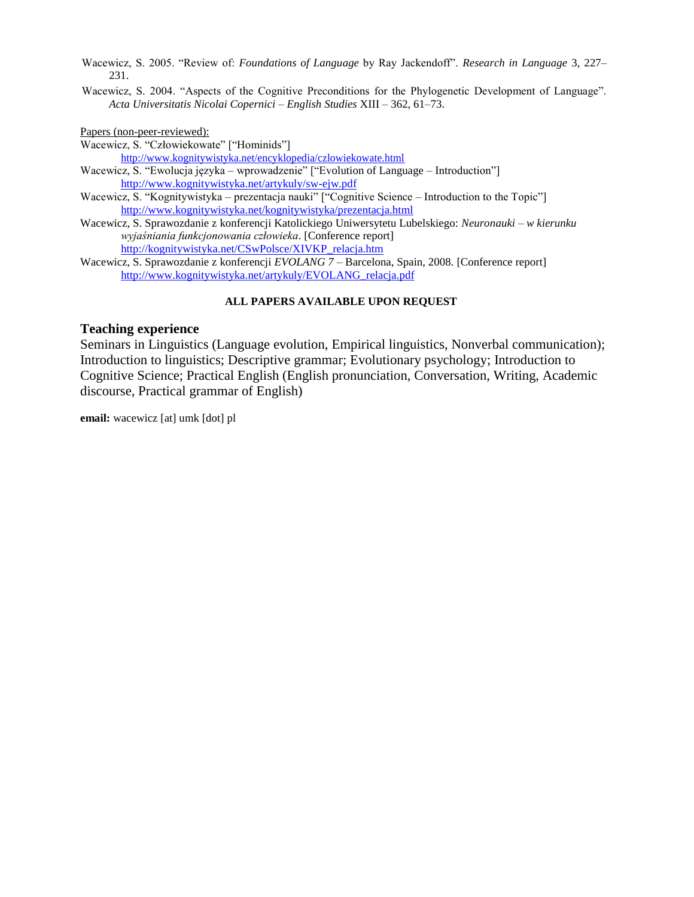Wacewicz, S. 2005. "Review of: *Foundations of Language* by Ray Jackendoff". *Research in Language* 3, 227–231.

Wacewicz, S. 2004. "Aspects of the Cognitive Preconditions for the Phylogenetic Development of Language". *Acta Universitatis Nicolai Copernici – English Studies* XIII – 362, 61–73.

Papers (non-peer-reviewed):

Wacewicz, S. "Człowiekowate" ["Hominids"]
http://www.kognitywistyka.net/encyklopedia/czlowiekowate.html

Wacewicz, S. "Ewolucja języka – wprowadzenie" ["Evolution of Language – Introduction"]
http://www.kognitywistyka.net/artykuly/sw-ejw.pdf

Wacewicz, S. "Kognitywistyka – prezentacja nauki" ["Cognitive Science – Introduction to the Topic"]
http://www.kognitywistyka.net/kognitywistyka/prezentacja.html

Wacewicz, S. Sprawozdanie z konferencji Katolickiego Uniwersytetu Lubelskiego: *Neuronauki – w kierunku wyjaśniania funkcjonowania człowieka*. [Conference report]
http://kognitywistyka.net/CSwPolsce/XIVKP_relacja.htm

Wacewicz, S. Sprawozdanie z konferencji *EVOLANG 7* – Barcelona, Spain, 2008. [Conference report]
http://www.kognitywistyka.net/artykuly/EVOLANG_relacja.pdf

**ALL PAPERS AVAILABLE UPON REQUEST**

## Teaching experience

Seminars in Linguistics (Language evolution, Empirical linguistics, Nonverbal communication); Introduction to linguistics; Descriptive grammar; Evolutionary psychology; Introduction to Cognitive Science; Practical English (English pronunciation, Conversation, Writing, Academic discourse, Practical grammar of English)

**email:** wacewicz [at] umk [dot] pl